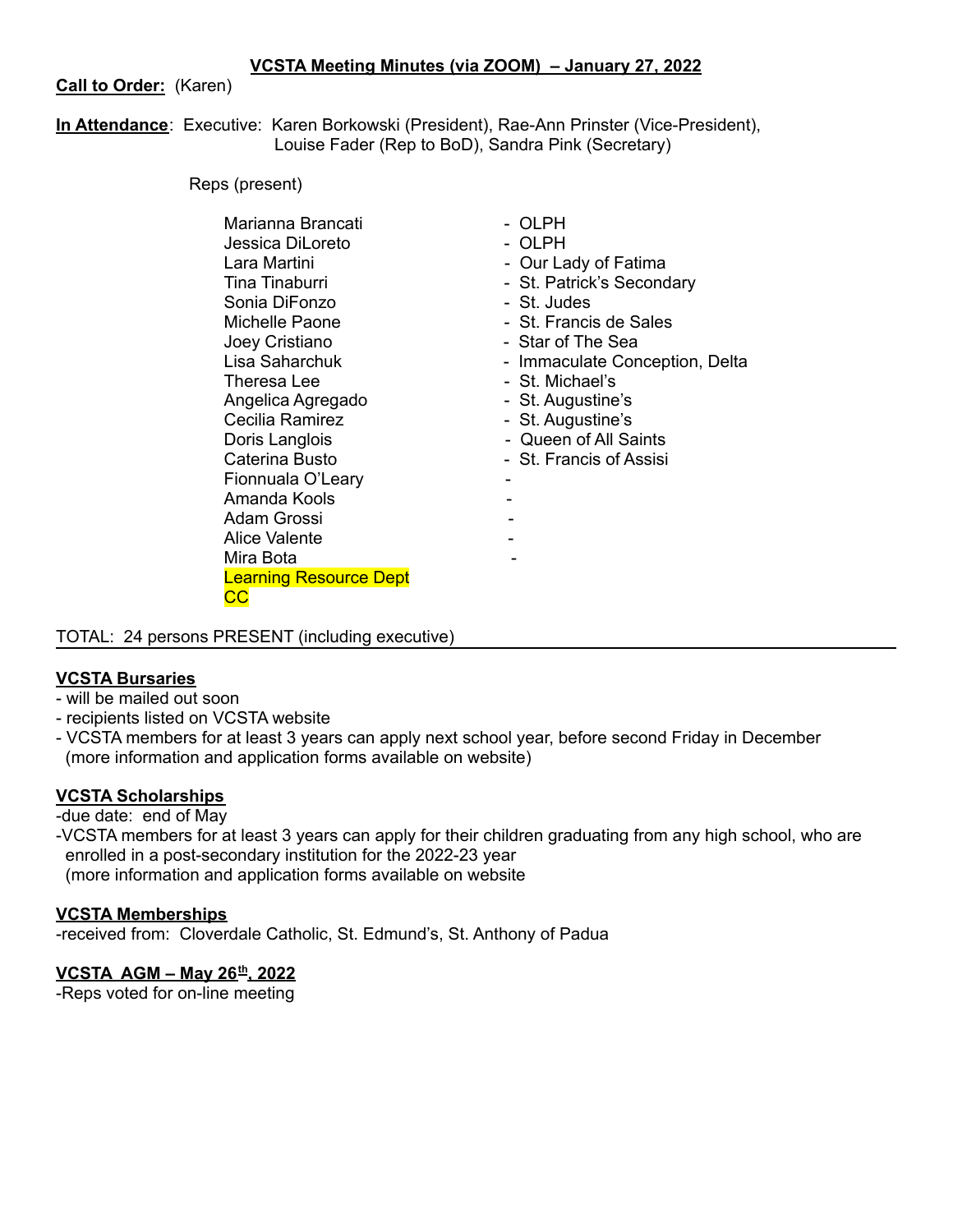**VCSTA Meeting Minutes (via ZOOM) – January 27, 2022**

**Call to Order:** (Karen)

**In Attendance**: Executive: Karen Borkowski (President), Rae-Ann Prinster (Vice-President), Louise Fader (Rep to BoD), Sandra Pink (Secretary)

Reps (present)

| | |
|---|---|
| Marianna Brancati | - OLPH |
| Jessica DiLoreto | - OLPH |
| Lara Martini | - Our Lady of Fatima |
| Tina Tinaburri | - St. Patrick's Secondary |
| Sonia DiFonzo | - St. Judes |
| Michelle Paone | - St. Francis de Sales |
| Joey Cristiano | - Star of The Sea |
| Lisa Saharchuk | - Immaculate Conception, Delta |
| Theresa Lee | - St. Michael's |
| Angelica Agregado | - St. Augustine's |
| Cecilia Ramirez | - St. Augustine's |
| Doris Langlois | - Queen of All Saints |
| Caterina Busto | - St. Francis of Assisi |
| Fionnuala O'Leary | - |
| Amanda Kools | - |
| Adam Grossi | - |
| Alice Valente | - |
| Mira Bota | - |
| Learning Resource Dept | |
| CC | |

TOTAL: 24 persons PRESENT (including executive)

---

**VCSTA Bursaries**

- will be mailed out soon
- recipients listed on VCSTA website
- VCSTA members for at least 3 years can apply next school year, before second Friday in December (more information and application forms available on website)

**VCSTA Scholarships**

-due date: end of May

-VCSTA members for at least 3 years can apply for their children graduating from any high school, who are enrolled in a post-secondary institution for the 2022-23 year
(more information and application forms available on website

**VCSTA Memberships**

-received from: Cloverdale Catholic, St. Edmund's, St. Anthony of Padua

**VCSTA AGM – May 26th, 2022**

-Reps voted for on-line meeting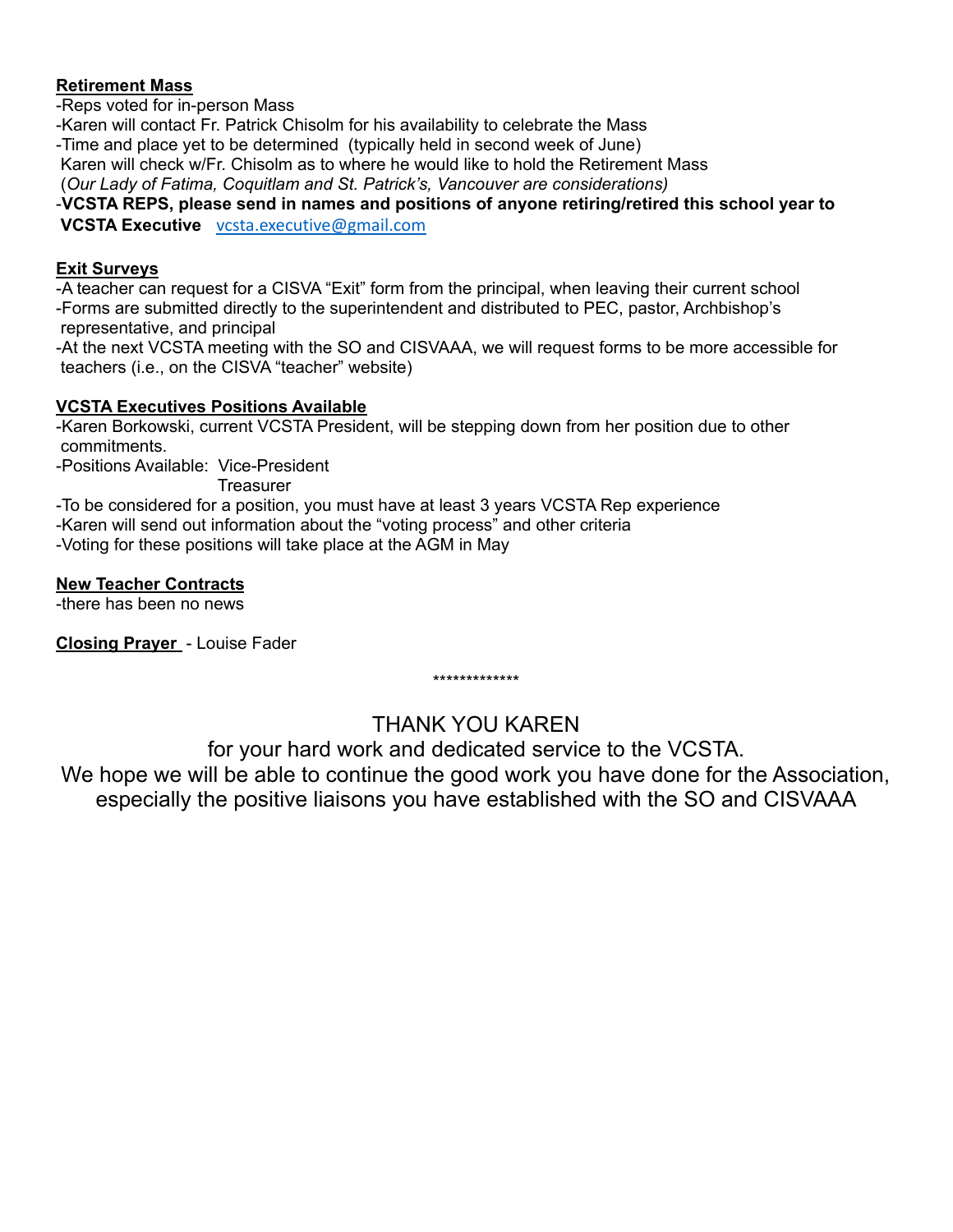**Retirement Mass**

-Reps voted for in-person Mass
-Karen will contact Fr. Patrick Chisolm for his availability to celebrate the Mass
-Time and place yet to be determined (typically held in second week of June)
Karen will check w/Fr. Chisolm as to where he would like to hold the Retirement Mass
(*Our Lady of Fatima, Coquitlam and St. Patrick's, Vancouver are considerations)*
-**VCSTA REPS, please send in names and positions of anyone retiring/retired this school year to VCSTA Executive** vcsta.executive@gmail.com

**Exit Surveys**

-A teacher can request for a CISVA "Exit" form from the principal, when leaving their current school
-Forms are submitted directly to the superintendent and distributed to PEC, pastor, Archbishop's representative, and principal
-At the next VCSTA meeting with the SO and CISVAAA, we will request forms to be more accessible for teachers (i.e., on the CISVA "teacher" website)

**VCSTA Executives Positions Available**

-Karen Borkowski, current VCSTA President, will be stepping down from her position due to other commitments.
-Positions Available: Vice-President
Treasurer
-To be considered for a position, you must have at least 3 years VCSTA Rep experience
-Karen will send out information about the "voting process" and other criteria
-Voting for these positions will take place at the AGM in May

**New Teacher Contracts**

-there has been no news

**Closing Prayer** - Louise Fader

*************

THANK YOU KAREN
for your hard work and dedicated service to the VCSTA.
We hope we will be able to continue the good work you have done for the Association, especially the positive liaisons you have established with the SO and CISVAAA